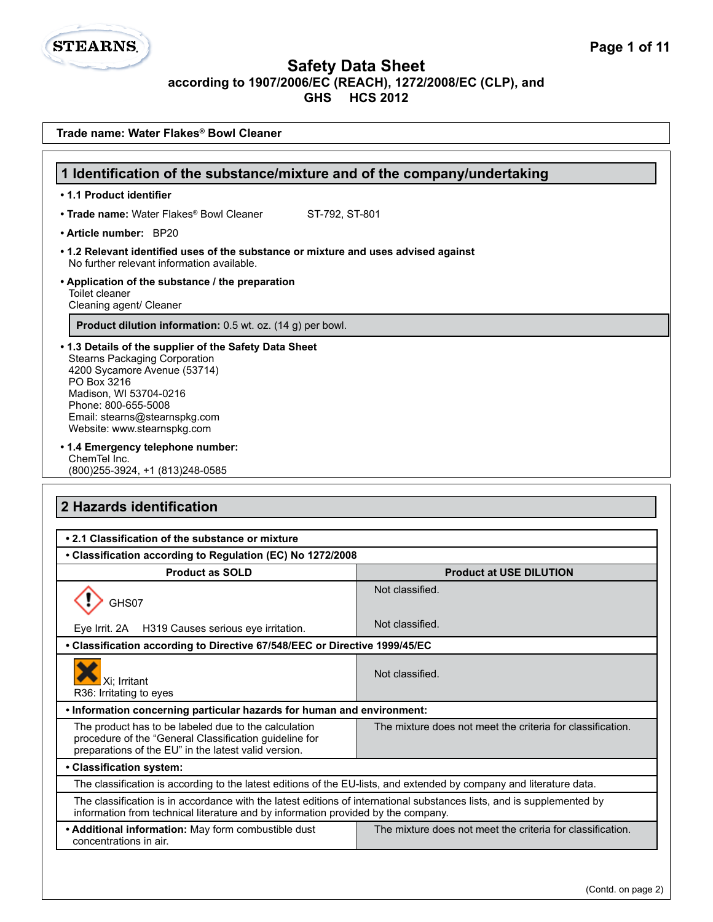# Safety Data Sheet

**according to 1907/2006/EC (REACH), 1272/2008/EC (CLP), and GHS HCS 2012**

**Trade name: Water Flakes® Bowl Cleaner**

## 1 Identification of the substance/mixture and of the company/undertaking

- **1.1 Product identifier**
- **Trade name:** Water Flakes® Bowl Cleaner ST-792, ST-801
- **Article number:** BP20
- **1.2 Relevant identified uses of the substance or mixture and uses advised against**
  No further relevant information available.
- **Application of the substance / the preparation**
  Toilet cleaner
  Cleaning agent/ Cleaner

**Product dilution information:** 0.5 wt. oz. (14 g) per bowl.

- **1.3 Details of the supplier of the Safety Data Sheet**
  Stearns Packaging Corporation
  4200 Sycamore Avenue (53714)
  PO Box 3216
  Madison, WI 53704-0216
  Phone: 800-655-5008
  Email: stearns@stearnspkg.com
  Website: www.stearnspkg.com
- **1.4 Emergency telephone number:**
  ChemTel Inc.
  (800)255-3924, +1 (813)248-0585

## 2 Hazards identification

| • 2.1 Classification of the substance or mixture | |
|---|---|
| **• Classification according to Regulation (EC) No 1272/2008** | |
| **Product as SOLD** | **Product at USE DILUTION** |
| GHS07 | Not classified. |
| Eye Irrit. 2A H319 Causes serious eye irritation. | Not classified. |
| **• Classification according to Directive 67/548/EEC or Directive 1999/45/EC** | |
| Xi; Irritant<br>R36: Irritating to eyes | Not classified. |
| **• Information concerning particular hazards for human and environment:** | |
| The product has to be labeled due to the calculation procedure of the "General Classification guideline for preparations of the EU" in the latest version. | The mixture does not meet the criteria for classification. |
| **• Classification system:** | |
| The classification is according to the latest editions of the EU-lists, and extended by company and literature data. | |
| The classification is in accordance with the latest editions of international substances lists, and is supplemented by information from technical literature and by information provided by the company. | |
| **• Additional information:** May form combustible dust concentrations in air. | The mixture does not meet the criteria for classification. |

(Contd. on page 2)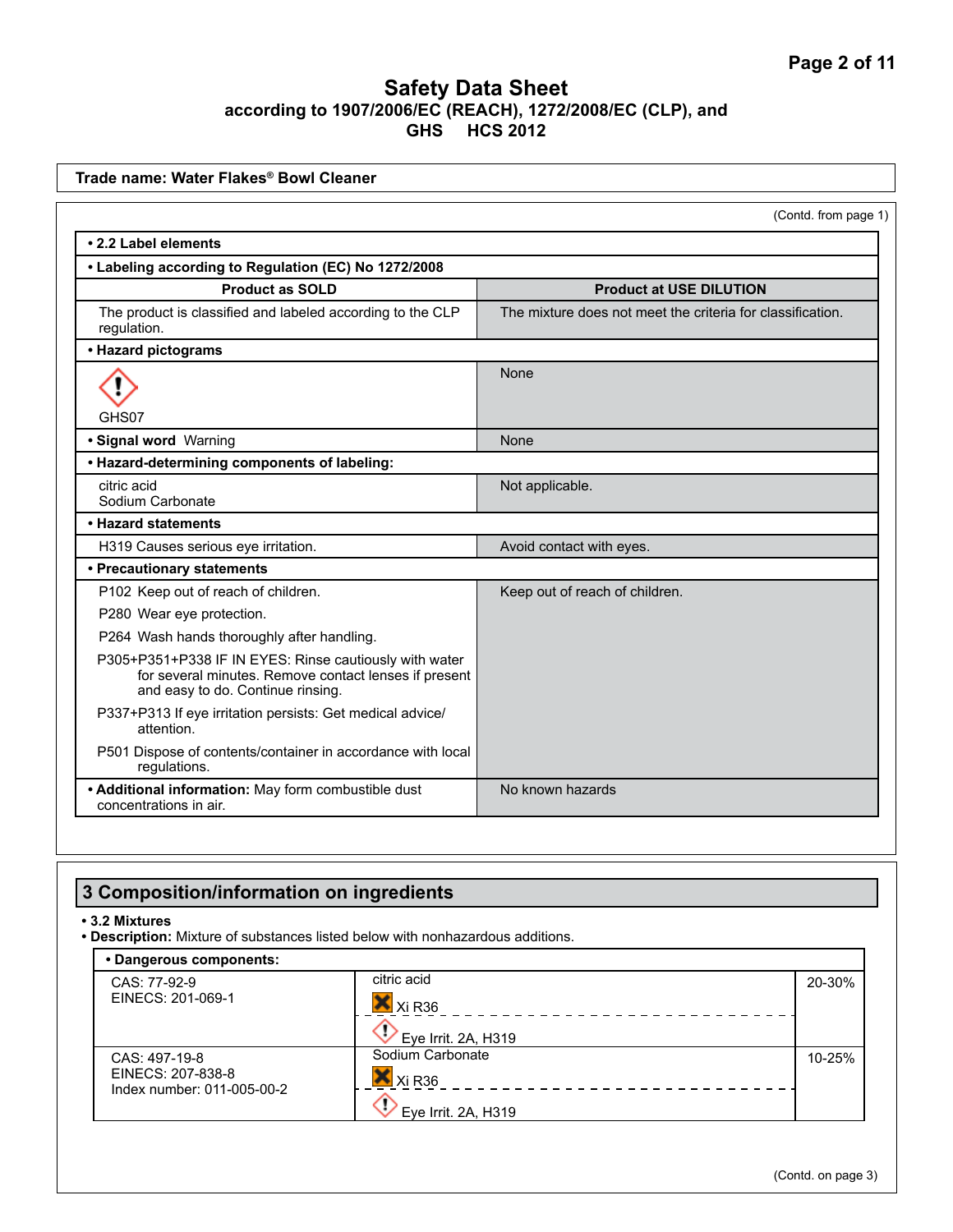# Safety Data Sheet

**according to 1907/2006/EC (REACH), 1272/2008/EC (CLP), and GHS HCS 2012**

**Trade name: Water Flakes® Bowl Cleaner**

(Contd. from page 1)

**• 2.2 Label elements**

**• Labeling according to Regulation (EC) No 1272/2008**

| **Product as SOLD** | **Product at USE DILUTION** |
|---|---|
| The product is classified and labeled according to the CLP regulation. | The mixture does not meet the criteria for classification. |
| **• Hazard pictograms** | |
| GHS07 | None |
| **• Signal word** Warning | None |
| **• Hazard-determining components of labeling:** | |
| citric acid<br>Sodium Carbonate | Not applicable. |
| **• Hazard statements** | |
| H319 Causes serious eye irritation. | Avoid contact with eyes. |
| **• Precautionary statements** | |
| P102 Keep out of reach of children.<br>P280 Wear eye protection.<br>P264 Wash hands thoroughly after handling.<br>P305+P351+P338 IF IN EYES: Rinse cautiously with water for several minutes. Remove contact lenses if present and easy to do. Continue rinsing.<br>P337+P313 If eye irritation persists: Get medical advice/attention.<br>P501 Dispose of contents/container in accordance with local regulations. | Keep out of reach of children. |
| **• Additional information:** May form combustible dust concentrations in air. | No known hazards |

## 3 Composition/information on ingredients

**• 3.2 Mixtures**

**• Description:** Mixture of substances listed below with nonhazardous additions.

**• Dangerous components:**

| Identifiers | Substance / Classification | Concentration |
|---|---|---|
| CAS: 77-92-9<br>EINECS: 201-069-1 | citric acid<br>Xi R36<br>Eye Irrit. 2A, H319 | 20-30% |
| CAS: 497-19-8<br>EINECS: 207-838-8<br>Index number: 011-005-00-2 | Sodium Carbonate<br>Xi R36<br>Eye Irrit. 2A, H319 | 10-25% |

(Contd. on page 3)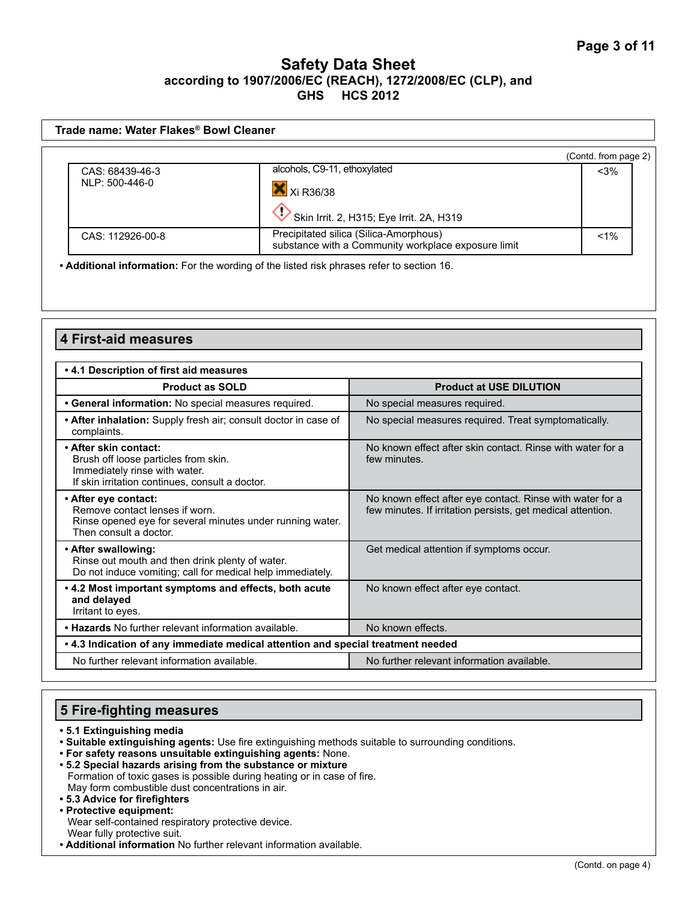# Safety Data Sheet

**according to 1907/2006/EC (REACH), 1272/2008/EC (CLP), and GHS HCS 2012**

**Trade name: Water Flakes® Bowl Cleaner**

(Contd. from page 2)

| | | |
|---|---|---|
| CAS: 68439-46-3<br>NLP: 500-446-0 | alcohols, C9-11, ethoxylated<br>Xi R36/38<br>Skin Irrit. 2, H315; Eye Irrit. 2A, H319 | <3% |
| CAS: 112926-00-8 | Precipitated silica (Silica-Amorphous)<br>substance with a Community workplace exposure limit | <1% |

- **Additional information:** For the wording of the listed risk phrases refer to section 16.

## 4 First-aid measures

| • **4.1 Description of first aid measures** | |
|---|---|
| **Product as SOLD** | **Product at USE DILUTION** |
| • **General information:** No special measures required. | No special measures required. |
| • **After inhalation:** Supply fresh air; consult doctor in case of complaints. | No special measures required. Treat symptomatically. |
| • **After skin contact:**<br>Brush off loose particles from skin.<br>Immediately rinse with water.<br>If skin irritation continues, consult a doctor. | No known effect after skin contact. Rinse with water for a few minutes. |
| • **After eye contact:**<br>Remove contact lenses if worn.<br>Rinse opened eye for several minutes under running water.<br>Then consult a doctor. | No known effect after eye contact. Rinse with water for a few minutes. If irritation persists, get medical attention. |
| • **After swallowing:**<br>Rinse out mouth and then drink plenty of water.<br>Do not induce vomiting; call for medical help immediately. | Get medical attention if symptoms occur. |
| • **4.2 Most important symptoms and effects, both acute and delayed**<br>Irritant to eyes. | No known effect after eye contact. |
| • **Hazards** No further relevant information available. | No known effects. |
| • **4.3 Indication of any immediate medical attention and special treatment needed** | |
| No further relevant information available. | No further relevant information available. |

## 5 Fire-fighting measures

- **5.1 Extinguishing media**
- **Suitable extinguishing agents:** Use fire extinguishing methods suitable to surrounding conditions.
- **For safety reasons unsuitable extinguishing agents:** None.
- **5.2 Special hazards arising from the substance or mixture**
  Formation of toxic gases is possible during heating or in case of fire.
  May form combustible dust concentrations in air.
- **5.3 Advice for firefighters**
- **Protective equipment:**
  Wear self-contained respiratory protective device.
  Wear fully protective suit.
- **Additional information** No further relevant information available.

(Contd. on page 4)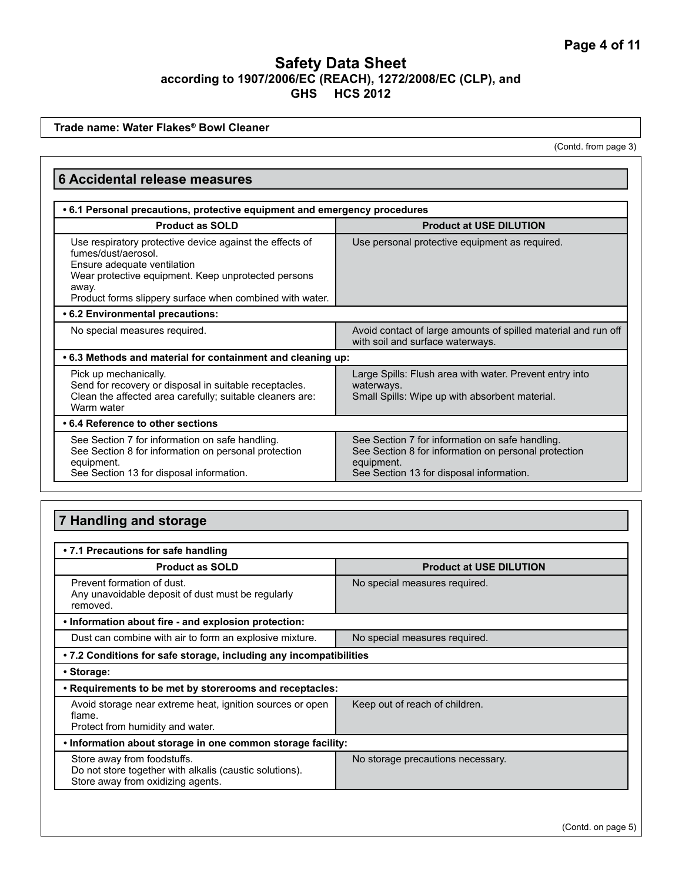# Safety Data Sheet
**according to 1907/2006/EC (REACH), 1272/2008/EC (CLP), and GHS HCS 2012**

**Trade name: Water Flakes® Bowl Cleaner**

(Contd. from page 3)

## 6 Accidental release measures

| • 6.1 Personal precautions, protective equipment and emergency procedures | |
|---|---|
| **Product as SOLD** | **Product at USE DILUTION** |
| Use respiratory protective device against the effects of fumes/dust/aerosol.<br>Ensure adequate ventilation<br>Wear protective equipment. Keep unprotected persons away.<br>Product forms slippery surface when combined with water. | Use personal protective equipment as required. |
| **• 6.2 Environmental precautions:** | |
| No special measures required. | Avoid contact of large amounts of spilled material and run off with soil and surface waterways. |
| **• 6.3 Methods and material for containment and cleaning up:** | |
| Pick up mechanically.<br>Send for recovery or disposal in suitable receptacles.<br>Clean the affected area carefully; suitable cleaners are: Warm water | Large Spills: Flush area with water. Prevent entry into waterways.<br>Small Spills: Wipe up with absorbent material. |
| **• 6.4 Reference to other sections** | |
| See Section 7 for information on safe handling.<br>See Section 8 for information on personal protection equipment.<br>See Section 13 for disposal information. | See Section 7 for information on safe handling.<br>See Section 8 for information on personal protection equipment.<br>See Section 13 for disposal information. |

## 7 Handling and storage

| • 7.1 Precautions for safe handling | |
|---|---|
| **Product as SOLD** | **Product at USE DILUTION** |
| Prevent formation of dust.<br>Any unavoidable deposit of dust must be regularly removed. | No special measures required. |
| **• Information about fire - and explosion protection:** | |
| Dust can combine with air to form an explosive mixture. | No special measures required. |
| **• 7.2 Conditions for safe storage, including any incompatibilities** | |
| **• Storage:** | |
| **• Requirements to be met by storerooms and receptacles:** | |
| Avoid storage near extreme heat, ignition sources or open flame.<br>Protect from humidity and water. | Keep out of reach of children. |
| **• Information about storage in one common storage facility:** | |
| Store away from foodstuffs.<br>Do not store together with alkalis (caustic solutions).<br>Store away from oxidizing agents. | No storage precautions necessary. |

(Contd. on page 5)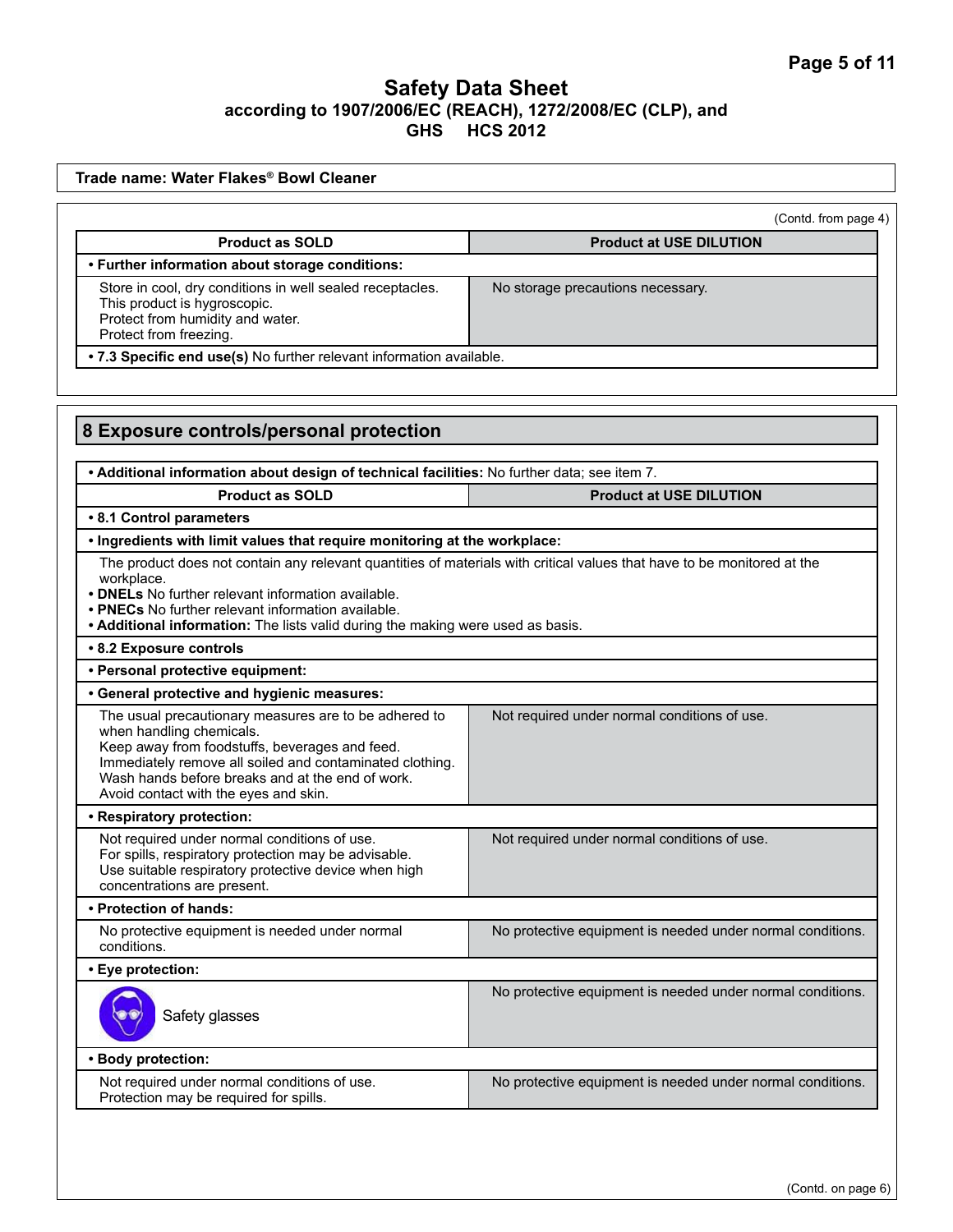Trade name: Water Flakes® Bowl Cleaner

(Contd. from page 4)

| Product as SOLD | Product at USE DILUTION |
|---|---|
| **• Further information about storage conditions:** | |
| Store in cool, dry conditions in well sealed receptacles.<br>This product is hygroscopic.<br>Protect from humidity and water.<br>Protect from freezing. | No storage precautions necessary. |
| **• 7.3 Specific end use(s)** No further relevant information available. | |

## 8 Exposure controls/personal protection

**• Additional information about design of technical facilities:** No further data; see item 7.

| Product as SOLD | Product at USE DILUTION |
|---|---|
| **• 8.1 Control parameters** | |
| **• Ingredients with limit values that require monitoring at the workplace:** | |
| The product does not contain any relevant quantities of materials with critical values that have to be monitored at the workplace.<br>**• DNELs** No further relevant information available.<br>**• PNECs** No further relevant information available.<br>**• Additional information:** The lists valid during the making were used as basis. | |
| **• 8.2 Exposure controls** | |
| **• Personal protective equipment:** | |
| **• General protective and hygienic measures:** | |
| The usual precautionary measures are to be adhered to when handling chemicals.<br>Keep away from foodstuffs, beverages and feed.<br>Immediately remove all soiled and contaminated clothing.<br>Wash hands before breaks and at the end of work.<br>Avoid contact with the eyes and skin. | Not required under normal conditions of use. |
| **• Respiratory protection:** | |
| Not required under normal conditions of use.<br>For spills, respiratory protection may be advisable.<br>Use suitable respiratory protective device when high concentrations are present. | Not required under normal conditions of use. |
| **• Protection of hands:** | |
| No protective equipment is needed under normal conditions. | No protective equipment is needed under normal conditions. |
| **• Eye protection:** | |
| Safety glasses | No protective equipment is needed under normal conditions. |
| **• Body protection:** | |
| Not required under normal conditions of use.<br>Protection may be required for spills. | No protective equipment is needed under normal conditions. |

(Contd. on page 6)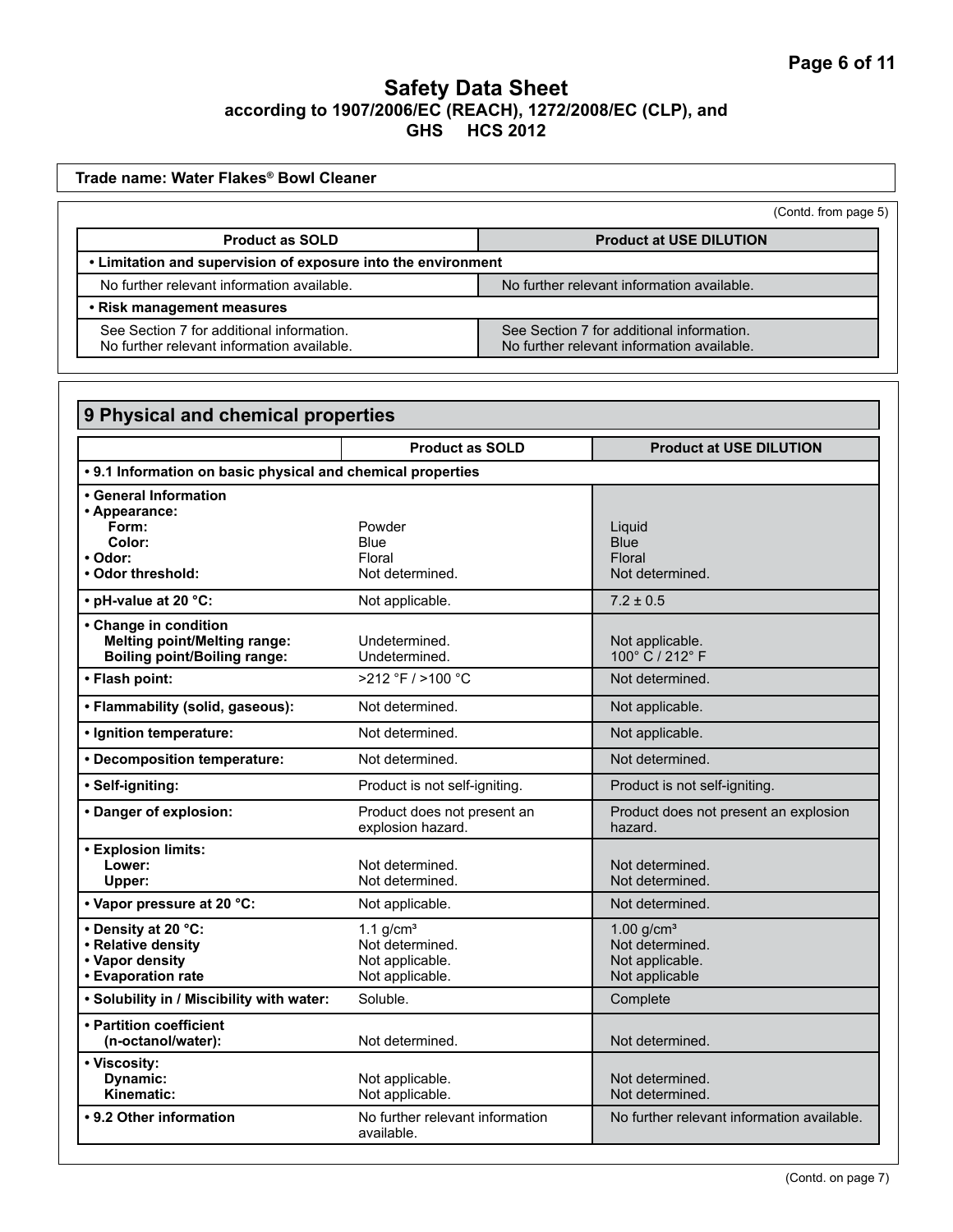## Safety Data Sheet
### according to 1907/2006/EC (REACH), 1272/2008/EC (CLP), and GHS HCS 2012

**Trade name: Water Flakes® Bowl Cleaner**

(Contd. from page 5)

| Product as SOLD | Product at USE DILUTION |
|---|---|
| **• Limitation and supervision of exposure into the environment** | |
| No further relevant information available. | No further relevant information available. |
| **• Risk management measures** | |
| See Section 7 for additional information.<br>No further relevant information available. | See Section 7 for additional information.<br>No further relevant information available. |

## 9 Physical and chemical properties

| | Product as SOLD | Product at USE DILUTION |
|---|---|---|
| **• 9.1 Information on basic physical and chemical properties** | | |
| **• General Information** | | |
| **• Appearance:** | | |
| **Form:** | Powder | Liquid |
| **Color:** | Blue | Blue |
| **• Odor:** | Floral | Floral |
| **• Odor threshold:** | Not determined. | Not determined. |
| **• pH-value at 20 °C:** | Not applicable. | 7.2 ± 0.5 |
| **• Change in condition** | | |
| **Melting point/Melting range:** | Undetermined. | Not applicable. |
| **Boiling point/Boiling range:** | Undetermined. | 100° C / 212° F |
| **• Flash point:** | >212 °F / >100 °C | Not determined. |
| **• Flammability (solid, gaseous):** | Not determined. | Not applicable. |
| **• Ignition temperature:** | Not determined. | Not applicable. |
| **• Decomposition temperature:** | Not determined. | Not determined. |
| **• Self-igniting:** | Product is not self-igniting. | Product is not self-igniting. |
| **• Danger of explosion:** | Product does not present an explosion hazard. | Product does not present an explosion hazard. |
| **• Explosion limits:** | | |
| **Lower:** | Not determined. | Not determined. |
| **Upper:** | Not determined. | Not determined. |
| **• Vapor pressure at 20 °C:** | Not applicable. | Not determined. |
| **• Density at 20 °C:** | 1.1 g/cm³ | 1.00 g/cm³ |
| **• Relative density** | Not determined. | Not determined. |
| **• Vapor density** | Not applicable. | Not applicable. |
| **• Evaporation rate** | Not applicable. | Not applicable |
| **• Solubility in / Miscibility with water:** | Soluble. | Complete |
| **• Partition coefficient (n-octanol/water):** | Not determined. | Not determined. |
| **• Viscosity:** | | |
| **Dynamic:** | Not applicable. | Not determined. |
| **Kinematic:** | Not applicable. | Not determined. |
| **• 9.2 Other information** | No further relevant information available. | No further relevant information available. |

(Contd. on page 7)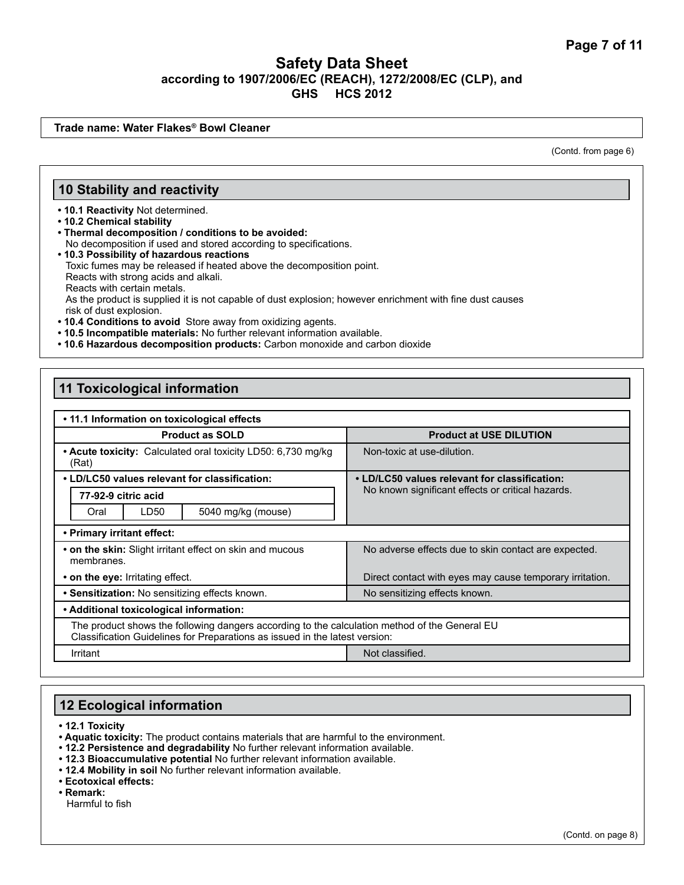# Safety Data Sheet
**according to 1907/2006/EC (REACH), 1272/2008/EC (CLP), and GHS HCS 2012**

**Trade name: Water Flakes® Bowl Cleaner**

(Contd. from page 6)

## 10 Stability and reactivity

- **10.1 Reactivity** Not determined.
- **10.2 Chemical stability**
- **Thermal decomposition / conditions to be avoided:**
  No decomposition if used and stored according to specifications.
- **10.3 Possibility of hazardous reactions**
  Toxic fumes may be released if heated above the decomposition point.
  Reacts with strong acids and alkali.
  Reacts with certain metals.
  As the product is supplied it is not capable of dust explosion; however enrichment with fine dust causes risk of dust explosion.
- **10.4 Conditions to avoid** Store away from oxidizing agents.
- **10.5 Incompatible materials:** No further relevant information available.
- **10.6 Hazardous decomposition products:** Carbon monoxide and carbon dioxide

## 11 Toxicological information

**• 11.1 Information on toxicological effects**

| Product as SOLD | Product at USE DILUTION |
|---|---|
| **• Acute toxicity:** Calculated oral toxicity LD50: 6,730 mg/kg (Rat) | Non-toxic at use-dilution. |
| **• LD/LC50 values relevant for classification:** | **• LD/LC50 values relevant for classification:** No known significant effects or critical hazards. |
| **77-92-9 citric acid** — Oral \| LD50 \| 5040 mg/kg (mouse) | |
| **• Primary irritant effect:** | |
| **• on the skin:** Slight irritant effect on skin and mucous membranes. | No adverse effects due to skin contact are expected. |
| **• on the eye:** Irritating effect. | Direct contact with eyes may cause temporary irritation. |
| **• Sensitization:** No sensitizing effects known. | No sensitizing effects known. |
| **• Additional toxicological information:** | |
| The product shows the following dangers according to the calculation method of the General EU Classification Guidelines for Preparations as issued in the latest version: | |
| Irritant | Not classified. |

## 12 Ecological information

- **12.1 Toxicity**
- **Aquatic toxicity:** The product contains materials that are harmful to the environment.
- **12.2 Persistence and degradability** No further relevant information available.
- **12.3 Bioaccumulative potential** No further relevant information available.
- **12.4 Mobility in soil** No further relevant information available.
- **Ecotoxical effects:**
- **Remark:**
  Harmful to fish

(Contd. on page 8)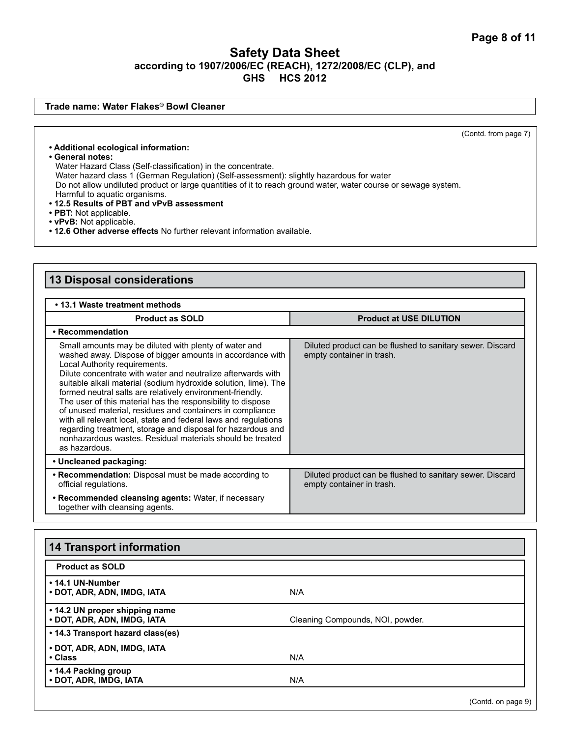Trade name: Water Flakes® Bowl Cleaner

(Contd. from page 7)

- **Additional ecological information:**
- **General notes:**
  Water Hazard Class (Self-classification) in the concentrate.
  Water hazard class 1 (German Regulation) (Self-assessment): slightly hazardous for water
  Do not allow undiluted product or large quantities of it to reach ground water, water course or sewage system.
  Harmful to aquatic organisms.
- **12.5 Results of PBT and vPvB assessment**
- **PBT:** Not applicable.
- **vPvB:** Not applicable.
- **12.6 Other adverse effects** No further relevant information available.

## 13 Disposal considerations

**• 13.1 Waste treatment methods**

| Product as SOLD | Product at USE DILUTION |
|---|---|
| **• Recommendation** | |
| Small amounts may be diluted with plenty of water and washed away. Dispose of bigger amounts in accordance with Local Authority requirements. Dilute concentrate with water and neutralize afterwards with suitable alkali material (sodium hydroxide solution, lime). The formed neutral salts are relatively environment-friendly. The user of this material has the responsibility to dispose of unused material, residues and containers in compliance with all relevant local, state and federal laws and regulations regarding treatment, storage and disposal for hazardous and nonhazardous wastes. Residual materials should be treated as hazardous. | Diluted product can be flushed to sanitary sewer. Discard empty container in trash. |
| **• Uncleaned packaging:** | |
| **• Recommendation:** Disposal must be made according to official regulations. **• Recommended cleansing agents:** Water, if necessary together with cleansing agents. | Diluted product can be flushed to sanitary sewer. Discard empty container in trash. |

## 14 Transport information

| Product as SOLD | |
|---|---|
| **• 14.1 UN-Number** **• DOT, ADR, ADN, IMDG, IATA** | N/A |
| **• 14.2 UN proper shipping name** **• DOT, ADR, ADN, IMDG, IATA** | Cleaning Compounds, NOI, powder. |
| **• 14.3 Transport hazard class(es)** **• DOT, ADR, ADN, IMDG, IATA** **• Class** | N/A |
| **• 14.4 Packing group** **• DOT, ADR, IMDG, IATA** | N/A |

(Contd. on page 9)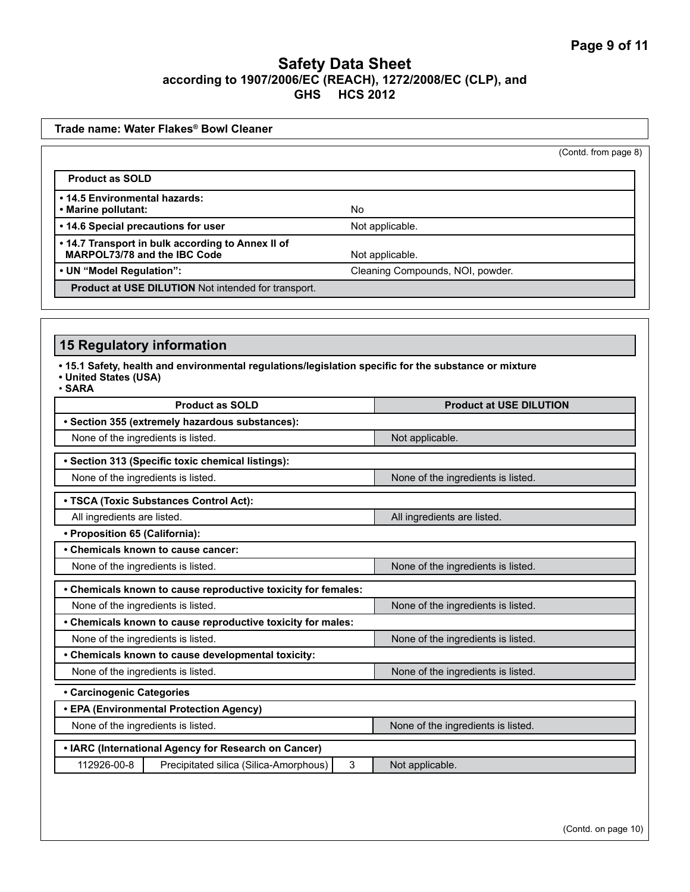# Safety Data Sheet

**according to 1907/2006/EC (REACH), 1272/2008/EC (CLP), and GHS HCS 2012**

**Trade name: Water Flakes® Bowl Cleaner**

(Contd. from page 8)

| **Product as SOLD** | |
|---|---|
| **• 14.5 Environmental hazards:** **• Marine pollutant:** | No |
| **• 14.6 Special precautions for user** | Not applicable. |
| **• 14.7 Transport in bulk according to Annex II of MARPOL73/78 and the IBC Code** | Not applicable. |
| **• UN "Model Regulation":** | Cleaning Compounds, NOI, powder. |
| **Product at USE DILUTION** Not intended for transport. | |

## 15 Regulatory information

**• 15.1 Safety, health and environmental regulations/legislation specific for the substance or mixture**
**• United States (USA)**
**• SARA**

| **Product as SOLD** | **Product at USE DILUTION** |
|---|---|
| **• Section 355 (extremely hazardous substances):** | |
| None of the ingredients is listed. | Not applicable. |
| **• Section 313 (Specific toxic chemical listings):** | |
| None of the ingredients is listed. | None of the ingredients is listed. |
| **• TSCA (Toxic Substances Control Act):** | |
| All ingredients are listed. | All ingredients are listed. |
| **• Proposition 65 (California):** | |
| **• Chemicals known to cause cancer:** | |
| None of the ingredients is listed. | None of the ingredients is listed. |
| **• Chemicals known to cause reproductive toxicity for females:** | |
| None of the ingredients is listed. | None of the ingredients is listed. |
| **• Chemicals known to cause reproductive toxicity for males:** | |
| None of the ingredients is listed. | None of the ingredients is listed. |
| **• Chemicals known to cause developmental toxicity:** | |
| None of the ingredients is listed. | None of the ingredients is listed. |
| **• Carcinogenic Categories** | |
| **• EPA (Environmental Protection Agency)** | |
| None of the ingredients is listed. | None of the ingredients is listed. |
| **• IARC (International Agency for Research on Cancer)** | |
| 112926-00-8 Precipitated silica (Silica-Amorphous) 3 | Not applicable. |

(Contd. on page 10)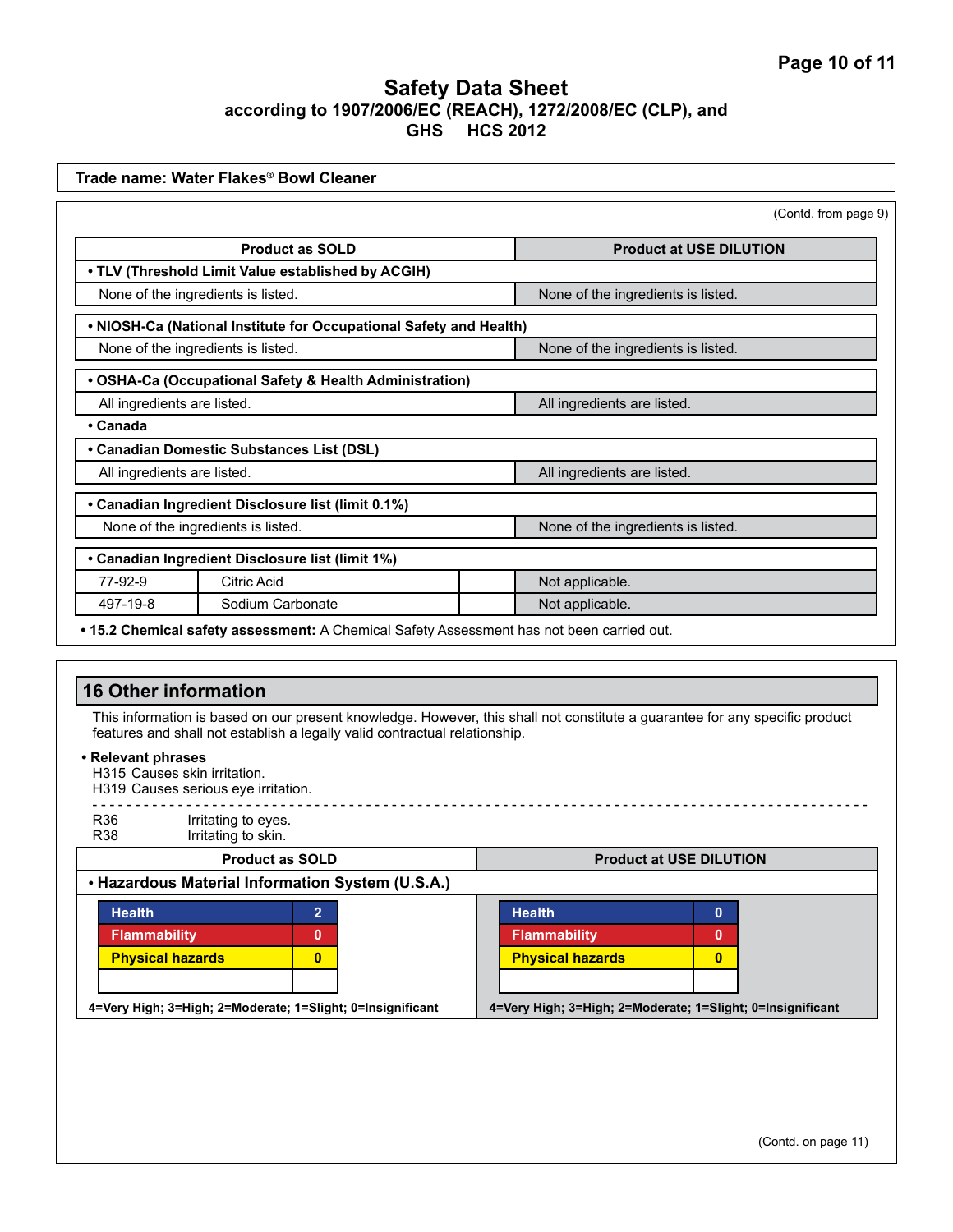**Trade name: Water Flakes® Bowl Cleaner**

(Contd. from page 9)

| Product as SOLD | | | Product at USE DILUTION |
|---|---|---|---|
| **• TLV (Threshold Limit Value established by ACGIH)** | | | |
| None of the ingredients is listed. | | | None of the ingredients is listed. |
| **• NIOSH-Ca (National Institute for Occupational Safety and Health)** | | | |
| None of the ingredients is listed. | | | None of the ingredients is listed. |
| **• OSHA-Ca (Occupational Safety & Health Administration)** | | | |
| All ingredients are listed. | | | All ingredients are listed. |
| **• Canada** | | | |
| **• Canadian Domestic Substances List (DSL)** | | | |
| All ingredients are listed. | | | All ingredients are listed. |
| **• Canadian Ingredient Disclosure list (limit 0.1%)** | | | |
| None of the ingredients is listed. | | | None of the ingredients is listed. |
| **• Canadian Ingredient Disclosure list (limit 1%)** | | | |
| 77-92-9 | Citric Acid | | Not applicable. |
| 497-19-8 | Sodium Carbonate | | Not applicable. |

**• 15.2 Chemical safety assessment:** A Chemical Safety Assessment has not been carried out.

## 16 Other information

This information is based on our present knowledge. However, this shall not constitute a guarantee for any specific product features and shall not establish a legally valid contractual relationship.

**• Relevant phrases**

H315 Causes skin irritation.
H319 Causes serious eye irritation.

- - - - - - - - - - - - - - - - - - - - - - - - - - - - - - - - - - - - - - - -

R36 Irritating to eyes.
R38 Irritating to skin.

| Product as SOLD | | Product at USE DILUTION | |
|---|---|---|---|
| **• Hazardous Material Information System (U.S.A.)** | | | |
| Health | 2 | Health | 0 |
| Flammability | 0 | Flammability | 0 |
| Physical hazards | 0 | Physical hazards | 0 |
| | | | |
| 4=Very High; 3=High; 2=Moderate; 1=Slight; 0=Insignificant | | 4=Very High; 3=High; 2=Moderate; 1=Slight; 0=Insignificant | |

(Contd. on page 11)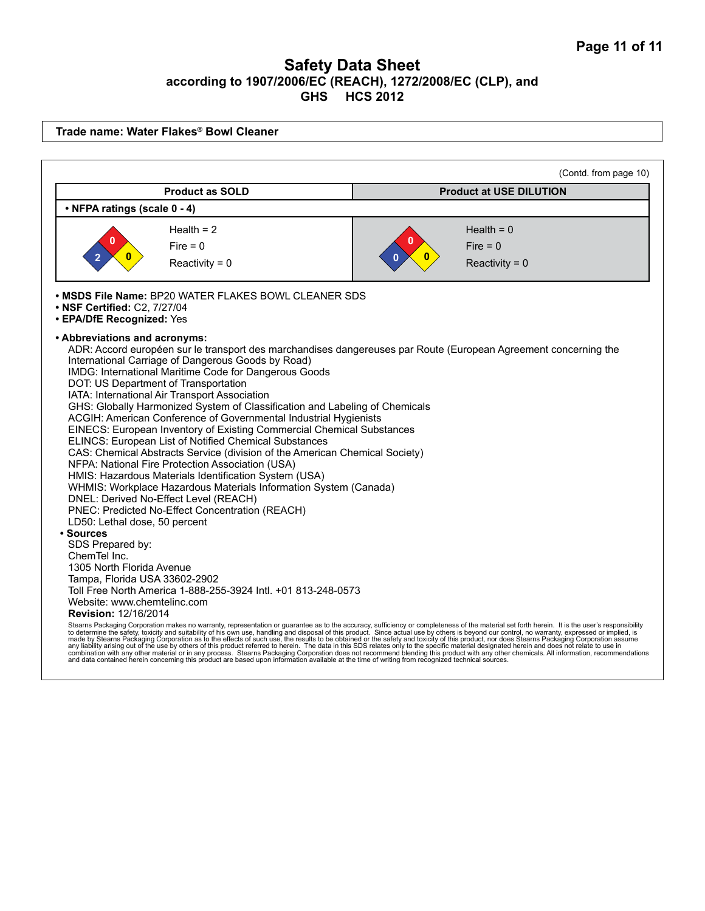# Safety Data Sheet
## according to 1907/2006/EC (REACH), 1272/2008/EC (CLP), and GHS HCS 2012

**Trade name: Water Flakes® Bowl Cleaner**

(Contd. from page 10)

| Product as SOLD | Product at USE DILUTION |
|---|---|
| **• NFPA ratings (scale 0 - 4)** | |
| 0 / 2 / 0 — Health = 2, Fire = 0, Reactivity = 0 | 0 / 0 / 0 — Health = 0, Fire = 0, Reactivity = 0 |

- **MSDS File Name:** BP20 WATER FLAKES BOWL CLEANER SDS
- **NSF Certified:** C2, 7/27/04
- **EPA/DfE Recognized:** Yes

- **Abbreviations and acronyms:**

  ADR: Accord européen sur le transport des marchandises dangereuses par Route (European Agreement concerning the International Carriage of Dangerous Goods by Road)
  IMDG: International Maritime Code for Dangerous Goods
  DOT: US Department of Transportation
  IATA: International Air Transport Association
  GHS: Globally Harmonized System of Classification and Labeling of Chemicals
  ACGIH: American Conference of Governmental Industrial Hygienists
  EINECS: European Inventory of Existing Commercial Chemical Substances
  ELINCS: European List of Notified Chemical Substances
  CAS: Chemical Abstracts Service (division of the American Chemical Society)
  NFPA: National Fire Protection Association (USA)
  HMIS: Hazardous Materials Identification System (USA)
  WHMIS: Workplace Hazardous Materials Information System (Canada)
  DNEL: Derived No-Effect Level (REACH)
  PNEC: Predicted No-Effect Concentration (REACH)
  LD50: Lethal dose, 50 percent

- **Sources**

  SDS Prepared by:
  ChemTel Inc.
  1305 North Florida Avenue
  Tampa, Florida USA 33602-2902
  Toll Free North America 1-888-255-3924 Intl. +01 813-248-0573
  Website: www.chemtelinc.com
  **Revision:** 12/16/2014

Stearns Packaging Corporation makes no warranty, representation or guarantee as to the accuracy, sufficiency or completeness of the material set forth herein. It is the user's responsibility to determine the safety, toxicity and suitability of his own use, handling and disposal of this product. Since actual use by others is beyond our control, no warranty, expressed or implied, is made by Stearns Packaging Corporation as to the effects of such use, the results to be obtained or the safety and toxicity of this product, nor does Stearns Packaging Corporation assume any liability arising out of the use by others of this product referred to herein. The data in this SDS relates only to the specific material designated herein and does not relate to use in combination with any other material or in any process. Stearns Packaging Corporation does not recommend blending this product with any other chemicals. All information, recommendations and data contained herein concerning this product are based upon information available at the time of writing from recognized technical sources.